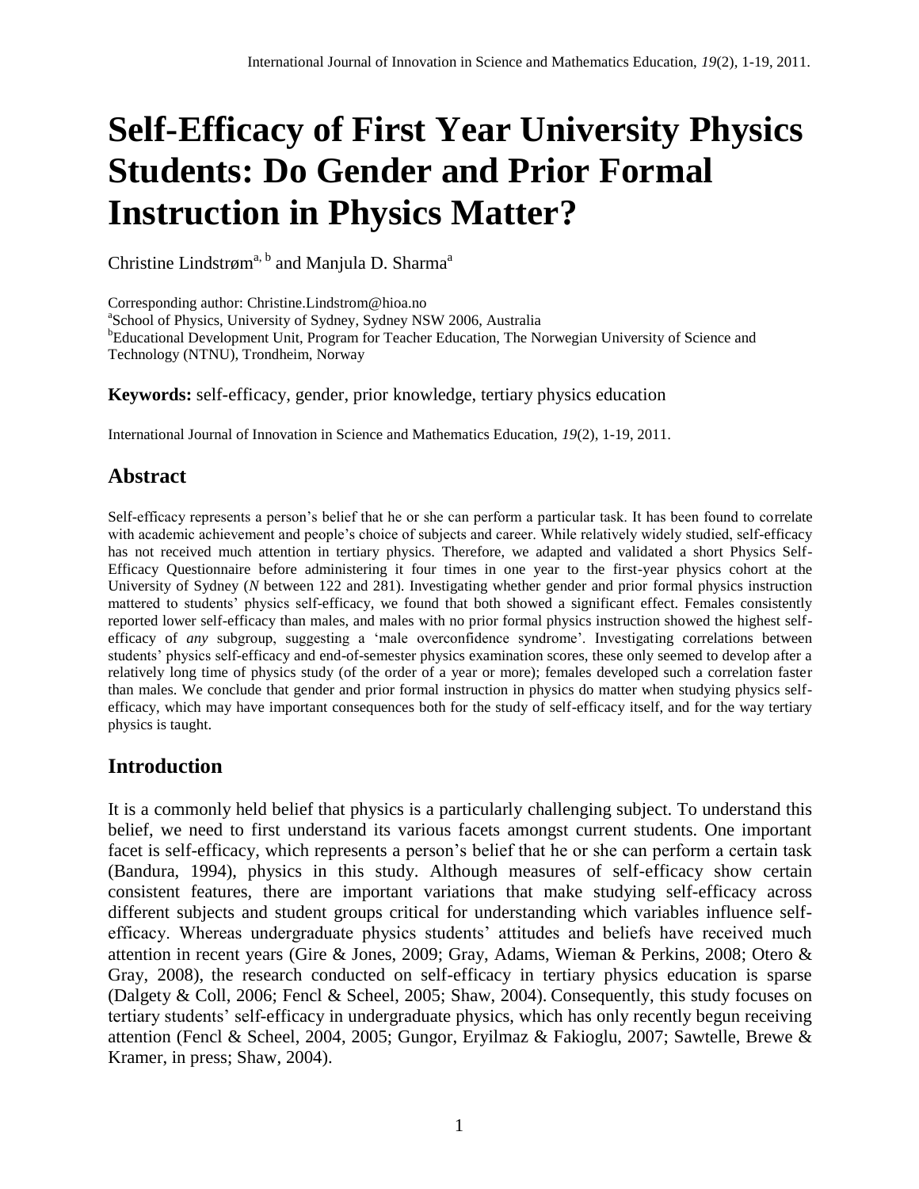# Self-Efficacy of First Year University Physics Students: Do Gender and Prior Formal Instruction in Physics Matter?

Christine Lindstrøm[a, b] and Manjula D. Sharma[a]

Corresponding author: Christine.Lindstrom@hioa.no
[a]School of Physics, University of Sydney, Sydney NSW 2006, Australia
[b]Educational Development Unit, Program for Teacher Education, The Norwegian University of Science and Technology (NTNU), Trondheim, Norway

**Keywords:** self-efficacy, gender, prior knowledge, tertiary physics education

International Journal of Innovation in Science and Mathematics Education, *19*(2), 1-19, 2011.

## Abstract

Self-efficacy represents a person's belief that he or she can perform a particular task. It has been found to correlate with academic achievement and people's choice of subjects and career. While relatively widely studied, self-efficacy has not received much attention in tertiary physics. Therefore, we adapted and validated a short Physics Self-Efficacy Questionnaire before administering it four times in one year to the first-year physics cohort at the University of Sydney (*N* between 122 and 281). Investigating whether gender and prior formal physics instruction mattered to students' physics self-efficacy, we found that both showed a significant effect. Females consistently reported lower self-efficacy than males, and males with no prior formal physics instruction showed the highest self-efficacy of *any* subgroup, suggesting a 'male overconfidence syndrome'. Investigating correlations between students' physics self-efficacy and end-of-semester physics examination scores, these only seemed to develop after a relatively long time of physics study (of the order of a year or more); females developed such a correlation faster than males. We conclude that gender and prior formal instruction in physics do matter when studying physics self-efficacy, which may have important consequences both for the study of self-efficacy itself, and for the way tertiary physics is taught.

## Introduction

It is a commonly held belief that physics is a particularly challenging subject. To understand this belief, we need to first understand its various facets amongst current students. One important facet is self-efficacy, which represents a person's belief that he or she can perform a certain task (Bandura, 1994), physics in this study. Although measures of self-efficacy show certain consistent features, there are important variations that make studying self-efficacy across different subjects and student groups critical for understanding which variables influence self-efficacy. Whereas undergraduate physics students' attitudes and beliefs have received much attention in recent years (Gire & Jones, 2009; Gray, Adams, Wieman & Perkins, 2008; Otero & Gray, 2008), the research conducted on self-efficacy in tertiary physics education is sparse (Dalgety & Coll, 2006; Fencl & Scheel, 2005; Shaw, 2004). Consequently, this study focuses on tertiary students' self-efficacy in undergraduate physics, which has only recently begun receiving attention (Fencl & Scheel, 2004, 2005; Gungor, Eryilmaz & Fakioglu, 2007; Sawtelle, Brewe & Kramer, in press; Shaw, 2004).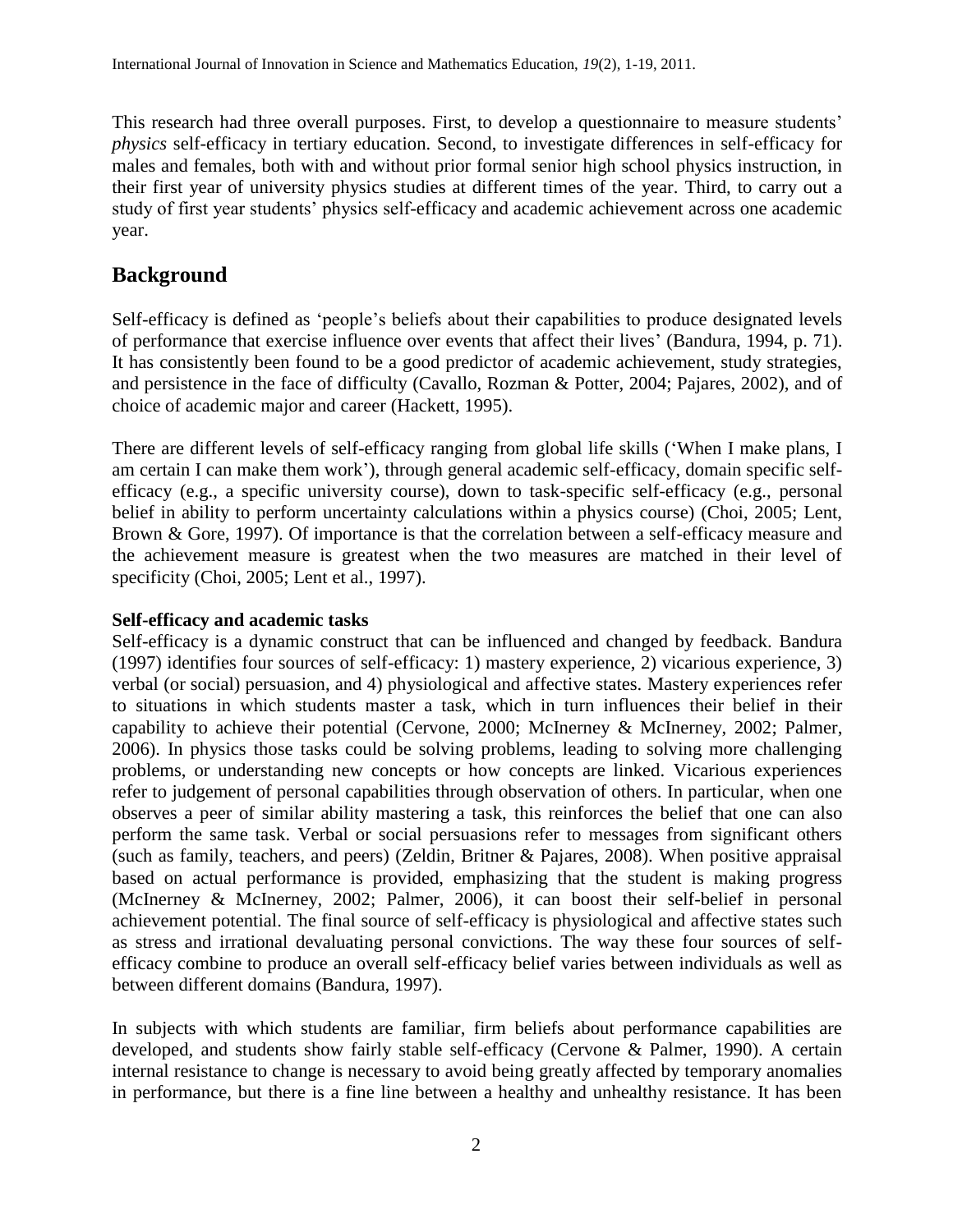This research had three overall purposes. First, to develop a questionnaire to measure students' *physics* self-efficacy in tertiary education. Second, to investigate differences in self-efficacy for males and females, both with and without prior formal senior high school physics instruction, in their first year of university physics studies at different times of the year. Third, to carry out a study of first year students' physics self-efficacy and academic achievement across one academic year.

## Background

Self-efficacy is defined as 'people's beliefs about their capabilities to produce designated levels of performance that exercise influence over events that affect their lives' (Bandura, 1994, p. 71). It has consistently been found to be a good predictor of academic achievement, study strategies, and persistence in the face of difficulty (Cavallo, Rozman & Potter, 2004; Pajares, 2002), and of choice of academic major and career (Hackett, 1995).

There are different levels of self-efficacy ranging from global life skills ('When I make plans, I am certain I can make them work'), through general academic self-efficacy, domain specific self-efficacy (e.g., a specific university course), down to task-specific self-efficacy (e.g., personal belief in ability to perform uncertainty calculations within a physics course) (Choi, 2005; Lent, Brown & Gore, 1997). Of importance is that the correlation between a self-efficacy measure and the achievement measure is greatest when the two measures are matched in their level of specificity (Choi, 2005; Lent et al., 1997).

**Self-efficacy and academic tasks**

Self-efficacy is a dynamic construct that can be influenced and changed by feedback. Bandura (1997) identifies four sources of self-efficacy: 1) mastery experience, 2) vicarious experience, 3) verbal (or social) persuasion, and 4) physiological and affective states. Mastery experiences refer to situations in which students master a task, which in turn influences their belief in their capability to achieve their potential (Cervone, 2000; McInerney & McInerney, 2002; Palmer, 2006). In physics those tasks could be solving problems, leading to solving more challenging problems, or understanding new concepts or how concepts are linked. Vicarious experiences refer to judgement of personal capabilities through observation of others. In particular, when one observes a peer of similar ability mastering a task, this reinforces the belief that one can also perform the same task. Verbal or social persuasions refer to messages from significant others (such as family, teachers, and peers) (Zeldin, Britner & Pajares, 2008). When positive appraisal based on actual performance is provided, emphasizing that the student is making progress (McInerney & McInerney, 2002; Palmer, 2006), it can boost their self-belief in personal achievement potential. The final source of self-efficacy is physiological and affective states such as stress and irrational devaluating personal convictions. The way these four sources of self-efficacy combine to produce an overall self-efficacy belief varies between individuals as well as between different domains (Bandura, 1997).

In subjects with which students are familiar, firm beliefs about performance capabilities are developed, and students show fairly stable self-efficacy (Cervone & Palmer, 1990). A certain internal resistance to change is necessary to avoid being greatly affected by temporary anomalies in performance, but there is a fine line between a healthy and unhealthy resistance. It has been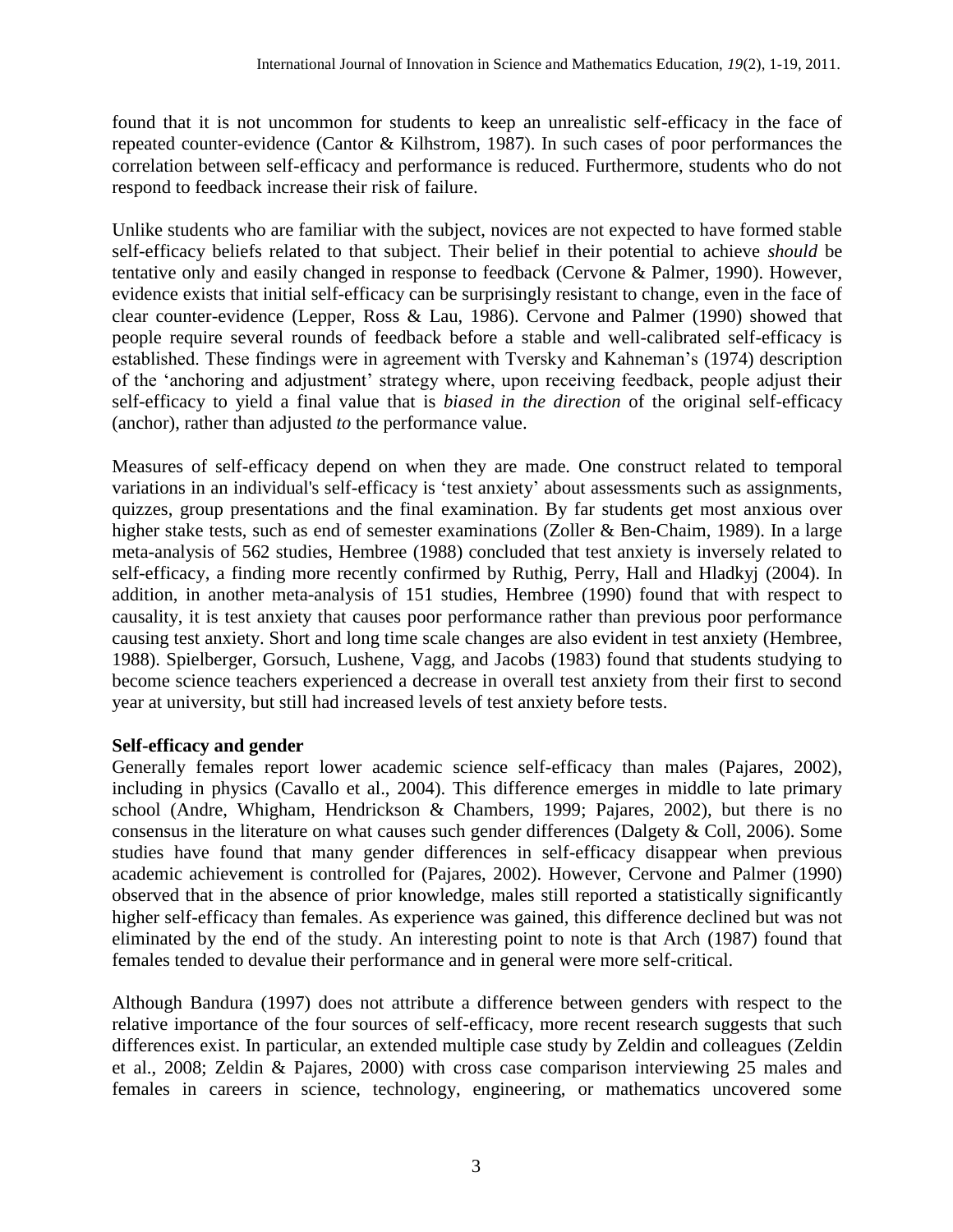found that it is not uncommon for students to keep an unrealistic self-efficacy in the face of repeated counter-evidence (Cantor & Kilhstrom, 1987). In such cases of poor performances the correlation between self-efficacy and performance is reduced. Furthermore, students who do not respond to feedback increase their risk of failure.

Unlike students who are familiar with the subject, novices are not expected to have formed stable self-efficacy beliefs related to that subject. Their belief in their potential to achieve *should* be tentative only and easily changed in response to feedback (Cervone & Palmer, 1990). However, evidence exists that initial self-efficacy can be surprisingly resistant to change, even in the face of clear counter-evidence (Lepper, Ross & Lau, 1986). Cervone and Palmer (1990) showed that people require several rounds of feedback before a stable and well-calibrated self-efficacy is established. These findings were in agreement with Tversky and Kahneman's (1974) description of the 'anchoring and adjustment' strategy where, upon receiving feedback, people adjust their self-efficacy to yield a final value that is *biased in the direction* of the original self-efficacy (anchor), rather than adjusted *to* the performance value.

Measures of self-efficacy depend on when they are made. One construct related to temporal variations in an individual's self-efficacy is 'test anxiety' about assessments such as assignments, quizzes, group presentations and the final examination. By far students get most anxious over higher stake tests, such as end of semester examinations (Zoller & Ben-Chaim, 1989). In a large meta-analysis of 562 studies, Hembree (1988) concluded that test anxiety is inversely related to self-efficacy, a finding more recently confirmed by Ruthig, Perry, Hall and Hladkyj (2004). In addition, in another meta-analysis of 151 studies, Hembree (1990) found that with respect to causality, it is test anxiety that causes poor performance rather than previous poor performance causing test anxiety. Short and long time scale changes are also evident in test anxiety (Hembree, 1988). Spielberger, Gorsuch, Lushene, Vagg, and Jacobs (1983) found that students studying to become science teachers experienced a decrease in overall test anxiety from their first to second year at university, but still had increased levels of test anxiety before tests.

### Self-efficacy and gender

Generally females report lower academic science self-efficacy than males (Pajares, 2002), including in physics (Cavallo et al., 2004). This difference emerges in middle to late primary school (Andre, Whigham, Hendrickson & Chambers, 1999; Pajares, 2002), but there is no consensus in the literature on what causes such gender differences (Dalgety & Coll, 2006). Some studies have found that many gender differences in self-efficacy disappear when previous academic achievement is controlled for (Pajares, 2002). However, Cervone and Palmer (1990) observed that in the absence of prior knowledge, males still reported a statistically significantly higher self-efficacy than females. As experience was gained, this difference declined but was not eliminated by the end of the study. An interesting point to note is that Arch (1987) found that females tended to devalue their performance and in general were more self-critical.

Although Bandura (1997) does not attribute a difference between genders with respect to the relative importance of the four sources of self-efficacy, more recent research suggests that such differences exist. In particular, an extended multiple case study by Zeldin and colleagues (Zeldin et al., 2008; Zeldin & Pajares, 2000) with cross case comparison interviewing 25 males and females in careers in science, technology, engineering, or mathematics uncovered some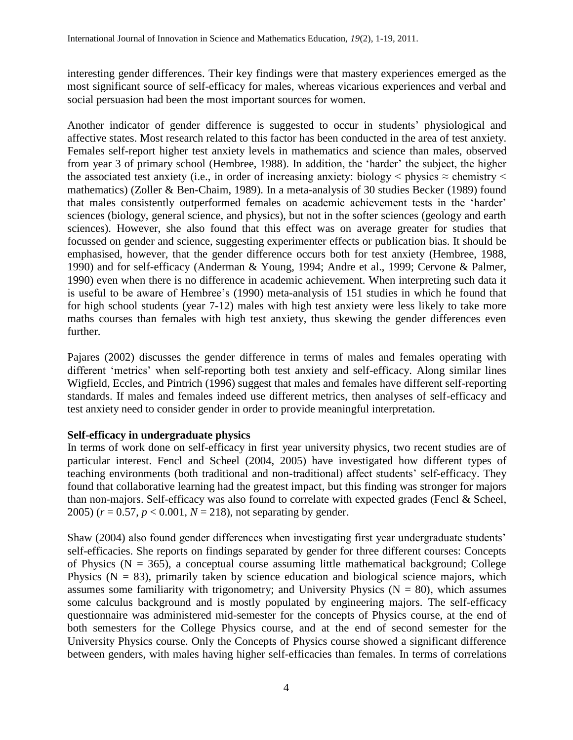interesting gender differences. Their key findings were that mastery experiences emerged as the most significant source of self-efficacy for males, whereas vicarious experiences and verbal and social persuasion had been the most important sources for women.

Another indicator of gender difference is suggested to occur in students' physiological and affective states. Most research related to this factor has been conducted in the area of test anxiety. Females self-report higher test anxiety levels in mathematics and science than males, observed from year 3 of primary school (Hembree, 1988). In addition, the 'harder' the subject, the higher the associated test anxiety (i.e., in order of increasing anxiety: biology $<$ physics $\approx$ chemistry $<$ mathematics) (Zoller & Ben-Chaim, 1989). In a meta-analysis of 30 studies Becker (1989) found that males consistently outperformed females on academic achievement tests in the 'harder' sciences (biology, general science, and physics), but not in the softer sciences (geology and earth sciences). However, she also found that this effect was on average greater for studies that focussed on gender and science, suggesting experimenter effects or publication bias. It should be emphasised, however, that the gender difference occurs both for test anxiety (Hembree, 1988, 1990) and for self-efficacy (Anderman & Young, 1994; Andre et al., 1999; Cervone & Palmer, 1990) even when there is no difference in academic achievement. When interpreting such data it is useful to be aware of Hembree's (1990) meta-analysis of 151 studies in which he found that for high school students (year 7-12) males with high test anxiety were less likely to take more maths courses than females with high test anxiety, thus skewing the gender differences even further.

Pajares (2002) discusses the gender difference in terms of males and females operating with different 'metrics' when self-reporting both test anxiety and self-efficacy. Along similar lines Wigfield, Eccles, and Pintrich (1996) suggest that males and females have different self-reporting standards. If males and females indeed use different metrics, then analyses of self-efficacy and test anxiety need to consider gender in order to provide meaningful interpretation.

**Self-efficacy in undergraduate physics**

In terms of work done on self-efficacy in first year university physics, two recent studies are of particular interest. Fencl and Scheel (2004, 2005) have investigated how different types of teaching environments (both traditional and non-traditional) affect students' self-efficacy. They found that collaborative learning had the greatest impact, but this finding was stronger for majors than non-majors. Self-efficacy was also found to correlate with expected grades (Fencl & Scheel, 2005) ($r = 0.57$, $p < 0.001$, $N = 218$), not separating by gender.

Shaw (2004) also found gender differences when investigating first year undergraduate students' self-efficacies. She reports on findings separated by gender for three different courses: Concepts of Physics ($N = 365$), a conceptual course assuming little mathematical background; College Physics ($N = 83$), primarily taken by science education and biological science majors, which assumes some familiarity with trigonometry; and University Physics ($N = 80$), which assumes some calculus background and is mostly populated by engineering majors. The self-efficacy questionnaire was administered mid-semester for the concepts of Physics course, at the end of both semesters for the College Physics course, and at the end of second semester for the University Physics course. Only the Concepts of Physics course showed a significant difference between genders, with males having higher self-efficacies than females. In terms of correlations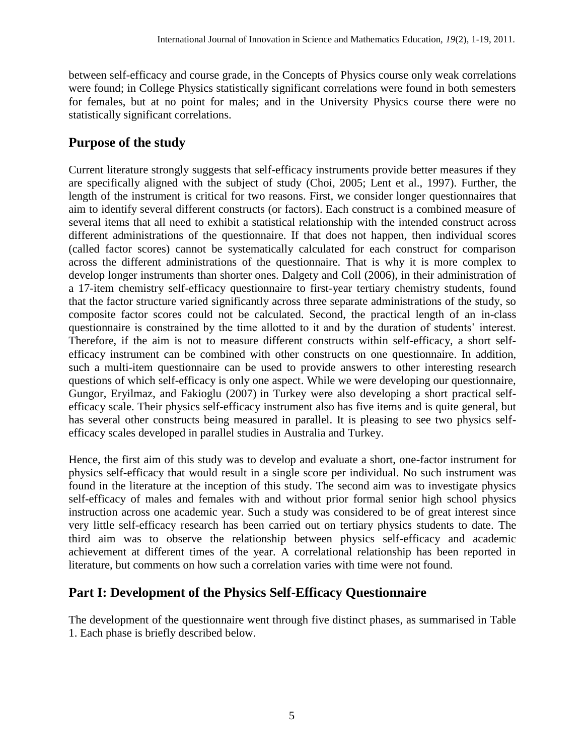between self-efficacy and course grade, in the Concepts of Physics course only weak correlations were found; in College Physics statistically significant correlations were found in both semesters for females, but at no point for males; and in the University Physics course there were no statistically significant correlations.

## Purpose of the study

Current literature strongly suggests that self-efficacy instruments provide better measures if they are specifically aligned with the subject of study (Choi, 2005; Lent et al., 1997). Further, the length of the instrument is critical for two reasons. First, we consider longer questionnaires that aim to identify several different constructs (or factors). Each construct is a combined measure of several items that all need to exhibit a statistical relationship with the intended construct across different administrations of the questionnaire. If that does not happen, then individual scores (called factor scores) cannot be systematically calculated for each construct for comparison across the different administrations of the questionnaire. That is why it is more complex to develop longer instruments than shorter ones. Dalgety and Coll (2006), in their administration of a 17-item chemistry self-efficacy questionnaire to first-year tertiary chemistry students, found that the factor structure varied significantly across three separate administrations of the study, so composite factor scores could not be calculated. Second, the practical length of an in-class questionnaire is constrained by the time allotted to it and by the duration of students' interest. Therefore, if the aim is not to measure different constructs within self-efficacy, a short self-efficacy instrument can be combined with other constructs on one questionnaire. In addition, such a multi-item questionnaire can be used to provide answers to other interesting research questions of which self-efficacy is only one aspect. While we were developing our questionnaire, Gungor, Eryilmaz, and Fakioglu (2007) in Turkey were also developing a short practical self-efficacy scale. Their physics self-efficacy instrument also has five items and is quite general, but has several other constructs being measured in parallel. It is pleasing to see two physics self-efficacy scales developed in parallel studies in Australia and Turkey.

Hence, the first aim of this study was to develop and evaluate a short, one-factor instrument for physics self-efficacy that would result in a single score per individual. No such instrument was found in the literature at the inception of this study. The second aim was to investigate physics self-efficacy of males and females with and without prior formal senior high school physics instruction across one academic year. Such a study was considered to be of great interest since very little self-efficacy research has been carried out on tertiary physics students to date. The third aim was to observe the relationship between physics self-efficacy and academic achievement at different times of the year. A correlational relationship has been reported in literature, but comments on how such a correlation varies with time were not found.

## Part I: Development of the Physics Self-Efficacy Questionnaire

The development of the questionnaire went through five distinct phases, as summarised in Table 1. Each phase is briefly described below.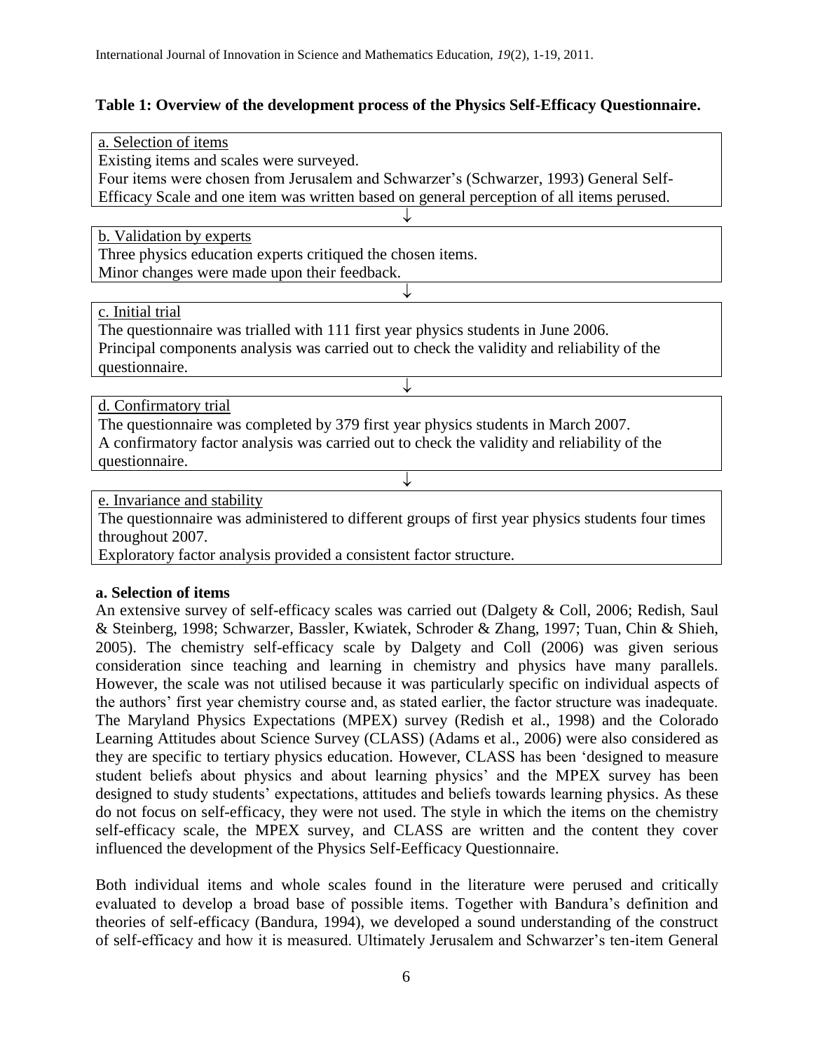**Table 1: Overview of the development process of the Physics Self-Efficacy Questionnaire.**

<u>a. Selection of items</u>
Existing items and scales were surveyed.
Four items were chosen from Jerusalem and Schwarzer's (Schwarzer, 1993) General Self-Efficacy Scale and one item was written based on general perception of all items perused.

↓

<u>b. Validation by experts</u>
Three physics education experts critiqued the chosen items.
Minor changes were made upon their feedback.

↓

<u>c. Initial trial</u>
The questionnaire was trialled with 111 first year physics students in June 2006.
Principal components analysis was carried out to check the validity and reliability of the questionnaire.

↓

<u>d. Confirmatory trial</u>
The questionnaire was completed by 379 first year physics students in March 2007.
A confirmatory factor analysis was carried out to check the validity and reliability of the questionnaire.

↓

<u>e. Invariance and stability</u>
The questionnaire was administered to different groups of first year physics students four times throughout 2007.
Exploratory factor analysis provided a consistent factor structure.

**a. Selection of items**

An extensive survey of self-efficacy scales was carried out (Dalgety & Coll, 2006; Redish, Saul & Steinberg, 1998; Schwarzer, Bassler, Kwiatek, Schroder & Zhang, 1997; Tuan, Chin & Shieh, 2005). The chemistry self-efficacy scale by Dalgety and Coll (2006) was given serious consideration since teaching and learning in chemistry and physics have many parallels. However, the scale was not utilised because it was particularly specific on individual aspects of the authors' first year chemistry course and, as stated earlier, the factor structure was inadequate. The Maryland Physics Expectations (MPEX) survey (Redish et al., 1998) and the Colorado Learning Attitudes about Science Survey (CLASS) (Adams et al., 2006) were also considered as they are specific to tertiary physics education. However, CLASS has been 'designed to measure student beliefs about physics and about learning physics' and the MPEX survey has been designed to study students' expectations, attitudes and beliefs towards learning physics. As these do not focus on self-efficacy, they were not used. The style in which the items on the chemistry self-efficacy scale, the MPEX survey, and CLASS are written and the content they cover influenced the development of the Physics Self-Eefficacy Questionnaire.

Both individual items and whole scales found in the literature were perused and critically evaluated to develop a broad base of possible items. Together with Bandura's definition and theories of self-efficacy (Bandura, 1994), we developed a sound understanding of the construct of self-efficacy and how it is measured. Ultimately Jerusalem and Schwarzer's ten-item General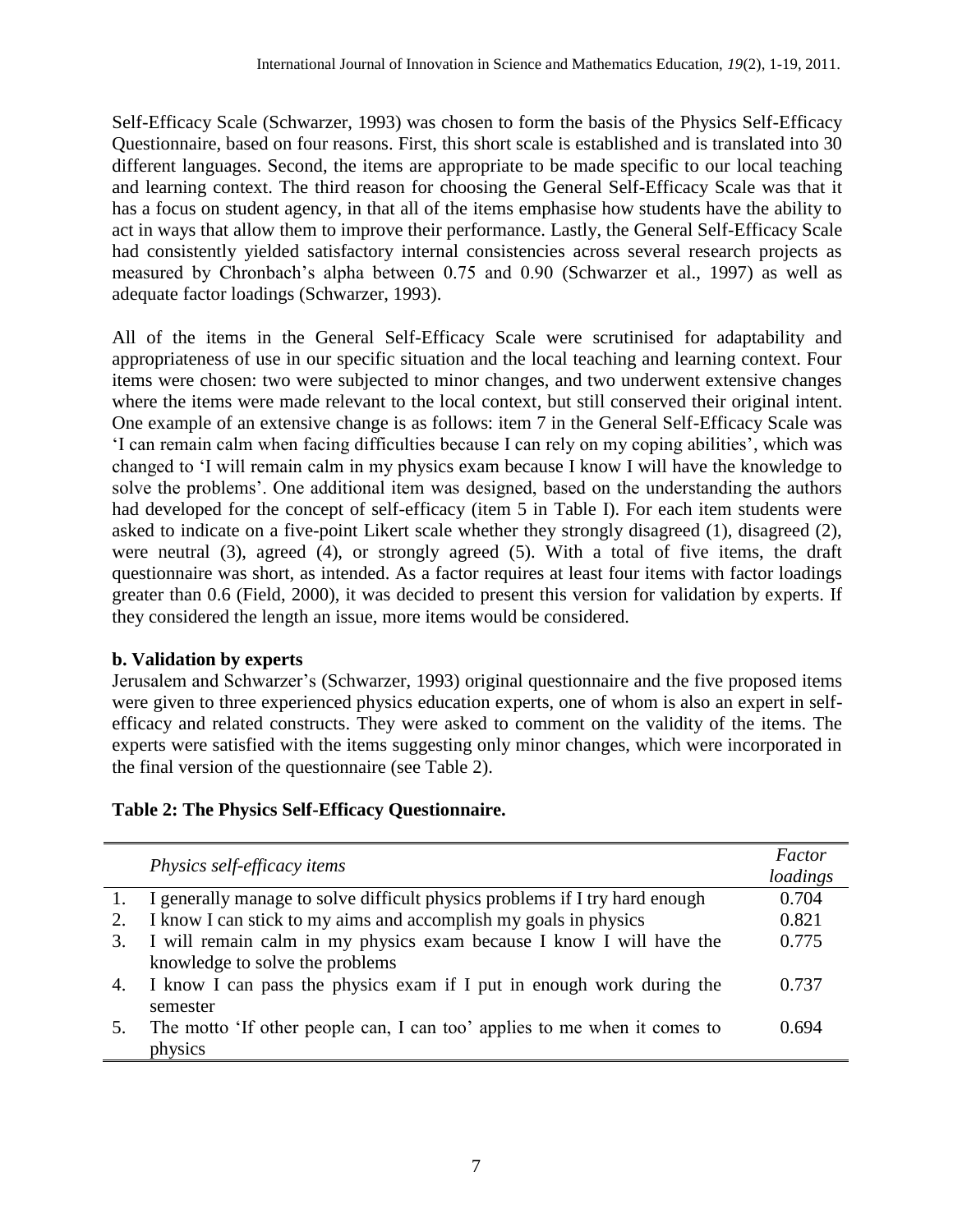Self-Efficacy Scale (Schwarzer, 1993) was chosen to form the basis of the Physics Self-Efficacy Questionnaire, based on four reasons. First, this short scale is established and is translated into 30 different languages. Second, the items are appropriate to be made specific to our local teaching and learning context. The third reason for choosing the General Self-Efficacy Scale was that it has a focus on student agency, in that all of the items emphasise how students have the ability to act in ways that allow them to improve their performance. Lastly, the General Self-Efficacy Scale had consistently yielded satisfactory internal consistencies across several research projects as measured by Chronbach's alpha between 0.75 and 0.90 (Schwarzer et al., 1997) as well as adequate factor loadings (Schwarzer, 1993).

All of the items in the General Self-Efficacy Scale were scrutinised for adaptability and appropriateness of use in our specific situation and the local teaching and learning context. Four items were chosen: two were subjected to minor changes, and two underwent extensive changes where the items were made relevant to the local context, but still conserved their original intent. One example of an extensive change is as follows: item 7 in the General Self-Efficacy Scale was 'I can remain calm when facing difficulties because I can rely on my coping abilities', which was changed to 'I will remain calm in my physics exam because I know I will have the knowledge to solve the problems'. One additional item was designed, based on the understanding the authors had developed for the concept of self-efficacy (item 5 in Table I). For each item students were asked to indicate on a five-point Likert scale whether they strongly disagreed (1), disagreed (2), were neutral (3), agreed (4), or strongly agreed (5). With a total of five items, the draft questionnaire was short, as intended. As a factor requires at least four items with factor loadings greater than 0.6 (Field, 2000), it was decided to present this version for validation by experts. If they considered the length an issue, more items would be considered.

**b. Validation by experts**

Jerusalem and Schwarzer's (Schwarzer, 1993) original questionnaire and the five proposed items were given to three experienced physics education experts, one of whom is also an expert in self-efficacy and related constructs. They were asked to comment on the validity of the items. The experts were satisfied with the items suggesting only minor changes, which were incorporated in the final version of the questionnaire (see Table 2).

**Table 2: The Physics Self-Efficacy Questionnaire.**

| | *Physics self-efficacy items* | *Factor loadings* |
|---|---|---|
| 1. | I generally manage to solve difficult physics problems if I try hard enough | 0.704 |
| 2. | I know I can stick to my aims and accomplish my goals in physics | 0.821 |
| 3. | I will remain calm in my physics exam because I know I will have the knowledge to solve the problems | 0.775 |
| 4. | I know I can pass the physics exam if I put in enough work during the semester | 0.737 |
| 5. | The motto 'If other people can, I can too' applies to me when it comes to physics | 0.694 |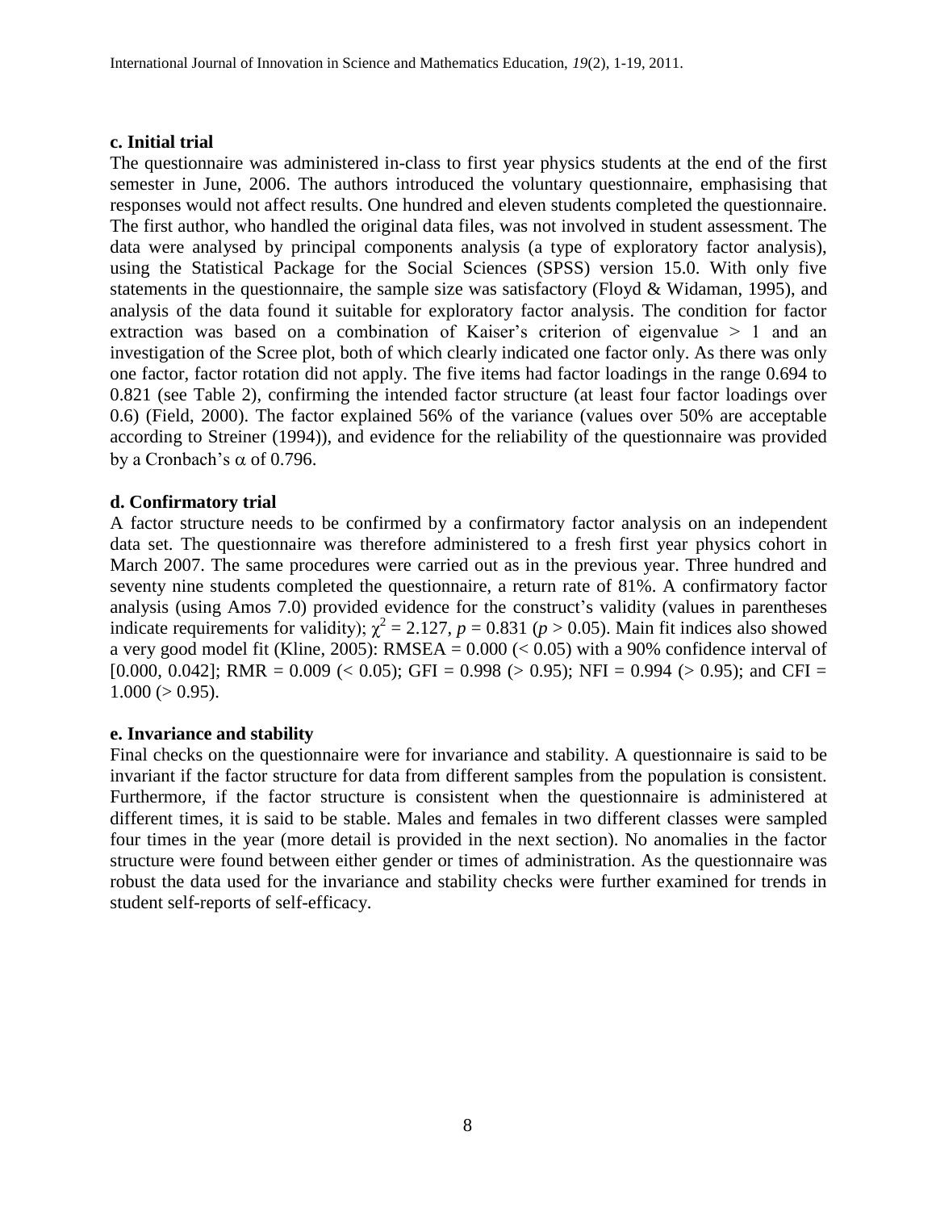**c. Initial trial**

The questionnaire was administered in-class to first year physics students at the end of the first semester in June, 2006. The authors introduced the voluntary questionnaire, emphasising that responses would not affect results. One hundred and eleven students completed the questionnaire. The first author, who handled the original data files, was not involved in student assessment. The data were analysed by principal components analysis (a type of exploratory factor analysis), using the Statistical Package for the Social Sciences (SPSS) version 15.0. With only five statements in the questionnaire, the sample size was satisfactory (Floyd & Widaman, 1995), and analysis of the data found it suitable for exploratory factor analysis. The condition for factor extraction was based on a combination of Kaiser's criterion of eigenvalue > 1 and an investigation of the Scree plot, both of which clearly indicated one factor only. As there was only one factor, factor rotation did not apply. The five items had factor loadings in the range 0.694 to 0.821 (see Table 2), confirming the intended factor structure (at least four factor loadings over 0.6) (Field, 2000). The factor explained 56% of the variance (values over 50% are acceptable according to Streiner (1994)), and evidence for the reliability of the questionnaire was provided by a Cronbach's $\alpha$ of 0.796.

**d. Confirmatory trial**

A factor structure needs to be confirmed by a confirmatory factor analysis on an independent data set. The questionnaire was therefore administered to a fresh first year physics cohort in March 2007. The same procedures were carried out as in the previous year. Three hundred and seventy nine students completed the questionnaire, a return rate of 81%. A confirmatory factor analysis (using Amos 7.0) provided evidence for the construct's validity (values in parentheses indicate requirements for validity); $\chi^2 = 2.127$, $p = 0.831$ ($p > 0.05$). Main fit indices also showed a very good model fit (Kline, 2005): RMSEA = 0.000 (< 0.05) with a 90% confidence interval of [0.000, 0.042]; RMR = 0.009 (< 0.05); GFI = 0.998 (> 0.95); NFI = 0.994 (> 0.95); and CFI = 1.000 (> 0.95).

**e. Invariance and stability**

Final checks on the questionnaire were for invariance and stability. A questionnaire is said to be invariant if the factor structure for data from different samples from the population is consistent. Furthermore, if the factor structure is consistent when the questionnaire is administered at different times, it is said to be stable. Males and females in two different classes were sampled four times in the year (more detail is provided in the next section). No anomalies in the factor structure were found between either gender or times of administration. As the questionnaire was robust the data used for the invariance and stability checks were further examined for trends in student self-reports of self-efficacy.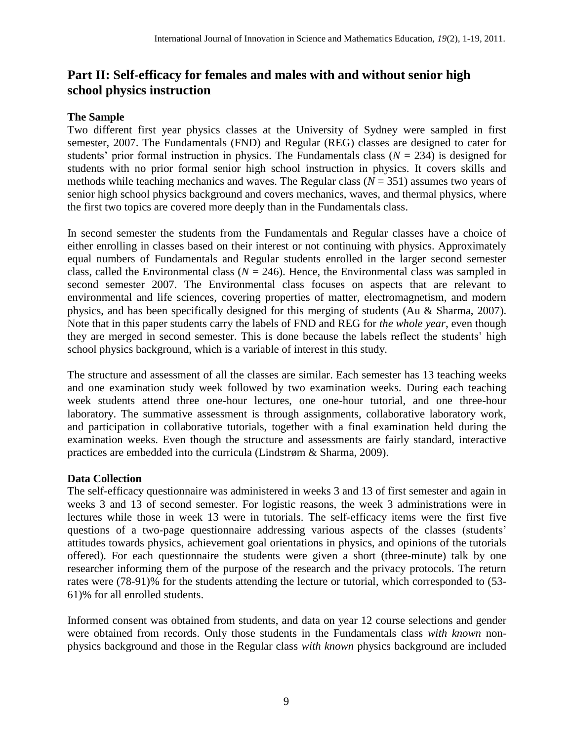## Part II: Self-efficacy for females and males with and without senior high school physics instruction

### The Sample

Two different first year physics classes at the University of Sydney were sampled in first semester, 2007. The Fundamentals (FND) and Regular (REG) classes are designed to cater for students' prior formal instruction in physics. The Fundamentals class ($N = 234$) is designed for students with no prior formal senior high school instruction in physics. It covers skills and methods while teaching mechanics and waves. The Regular class ($N = 351$) assumes two years of senior high school physics background and covers mechanics, waves, and thermal physics, where the first two topics are covered more deeply than in the Fundamentals class.

In second semester the students from the Fundamentals and Regular classes have a choice of either enrolling in classes based on their interest or not continuing with physics. Approximately equal numbers of Fundamentals and Regular students enrolled in the larger second semester class, called the Environmental class ($N = 246$). Hence, the Environmental class was sampled in second semester 2007. The Environmental class focuses on aspects that are relevant to environmental and life sciences, covering properties of matter, electromagnetism, and modern physics, and has been specifically designed for this merging of students (Au & Sharma, 2007). Note that in this paper students carry the labels of FND and REG for *the whole year*, even though they are merged in second semester. This is done because the labels reflect the students' high school physics background, which is a variable of interest in this study.

The structure and assessment of all the classes are similar. Each semester has 13 teaching weeks and one examination study week followed by two examination weeks. During each teaching week students attend three one-hour lectures, one one-hour tutorial, and one three-hour laboratory. The summative assessment is through assignments, collaborative laboratory work, and participation in collaborative tutorials, together with a final examination held during the examination weeks. Even though the structure and assessments are fairly standard, interactive practices are embedded into the curricula (Lindstrøm & Sharma, 2009).

### Data Collection

The self-efficacy questionnaire was administered in weeks 3 and 13 of first semester and again in weeks 3 and 13 of second semester. For logistic reasons, the week 3 administrations were in lectures while those in week 13 were in tutorials. The self-efficacy items were the first five questions of a two-page questionnaire addressing various aspects of the classes (students' attitudes towards physics, achievement goal orientations in physics, and opinions of the tutorials offered). For each questionnaire the students were given a short (three-minute) talk by one researcher informing them of the purpose of the research and the privacy protocols. The return rates were (78-91)% for the students attending the lecture or tutorial, which corresponded to (53-61)% for all enrolled students.

Informed consent was obtained from students, and data on year 12 course selections and gender were obtained from records. Only those students in the Fundamentals class *with known* non-physics background and those in the Regular class *with known* physics background are included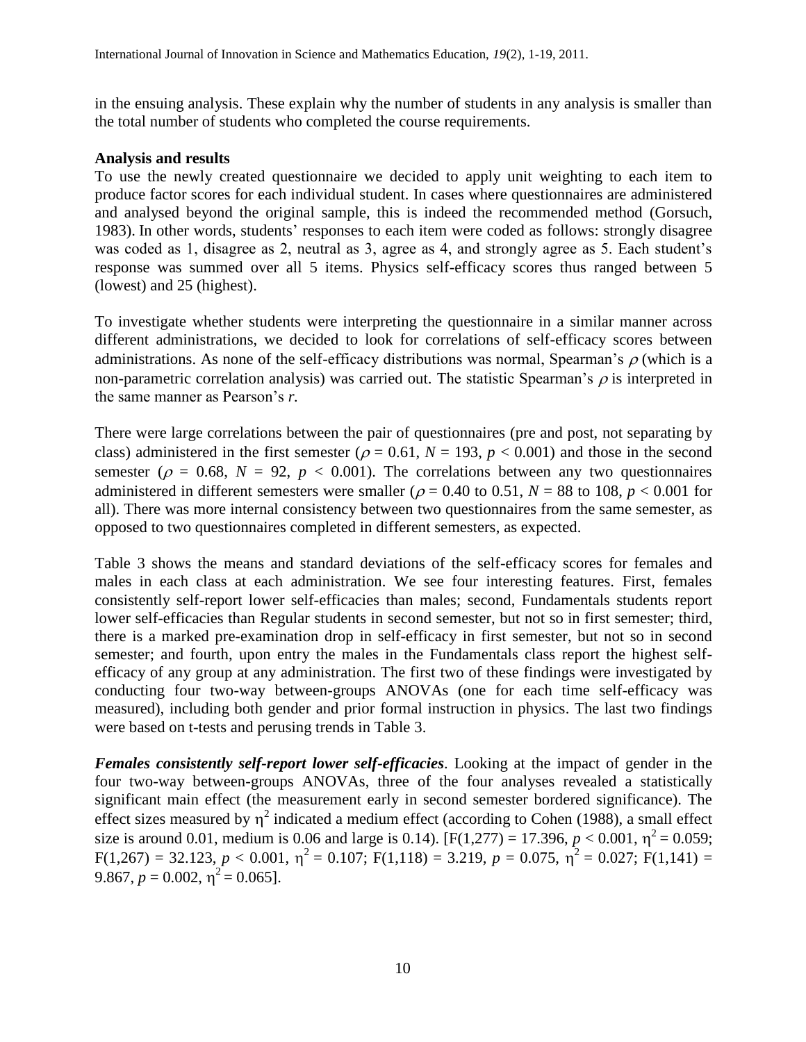in the ensuing analysis. These explain why the number of students in any analysis is smaller than the total number of students who completed the course requirements.

**Analysis and results**

To use the newly created questionnaire we decided to apply unit weighting to each item to produce factor scores for each individual student. In cases where questionnaires are administered and analysed beyond the original sample, this is indeed the recommended method (Gorsuch, 1983). In other words, students' responses to each item were coded as follows: strongly disagree was coded as 1, disagree as 2, neutral as 3, agree as 4, and strongly agree as 5. Each student's response was summed over all 5 items. Physics self-efficacy scores thus ranged between 5 (lowest) and 25 (highest).

To investigate whether students were interpreting the questionnaire in a similar manner across different administrations, we decided to look for correlations of self-efficacy scores between administrations. As none of the self-efficacy distributions was normal, Spearman's $\rho$ (which is a non-parametric correlation analysis) was carried out. The statistic Spearman's $\rho$ is interpreted in the same manner as Pearson's $r$.

There were large correlations between the pair of questionnaires (pre and post, not separating by class) administered in the first semester ($\rho = 0.61$, $N = 193$, $p < 0.001$) and those in the second semester ($\rho = 0.68$, $N = 92$, $p < 0.001$). The correlations between any two questionnaires administered in different semesters were smaller ($\rho = 0.40$ to $0.51$, $N = 88$ to $108$, $p < 0.001$ for all). There was more internal consistency between two questionnaires from the same semester, as opposed to two questionnaires completed in different semesters, as expected.

Table 3 shows the means and standard deviations of the self-efficacy scores for females and males in each class at each administration. We see four interesting features. First, females consistently self-report lower self-efficacies than males; second, Fundamentals students report lower self-efficacies than Regular students in second semester, but not so in first semester; third, there is a marked pre-examination drop in self-efficacy in first semester, but not so in second semester; and fourth, upon entry the males in the Fundamentals class report the highest self-efficacy of any group at any administration. The first two of these findings were investigated by conducting four two-way between-groups ANOVAs (one for each time self-efficacy was measured), including both gender and prior formal instruction in physics. The last two findings were based on t-tests and perusing trends in Table 3.

***Females consistently self-report lower self-efficacies***. Looking at the impact of gender in the four two-way between-groups ANOVAs, three of the four analyses revealed a statistically significant main effect (the measurement early in second semester bordered significance). The effect sizes measured by $\eta^2$ indicated a medium effect (according to Cohen (1988), a small effect size is around 0.01, medium is 0.06 and large is 0.14). [$F(1,277) = 17.396$, $p < 0.001$, $\eta^2 = 0.059$; $F(1,267) = 32.123$, $p < 0.001$, $\eta^2 = 0.107$; $F(1,118) = 3.219$, $p = 0.075$, $\eta^2 = 0.027$; $F(1,141) = 9.867$, $p = 0.002$, $\eta^2 = 0.065$].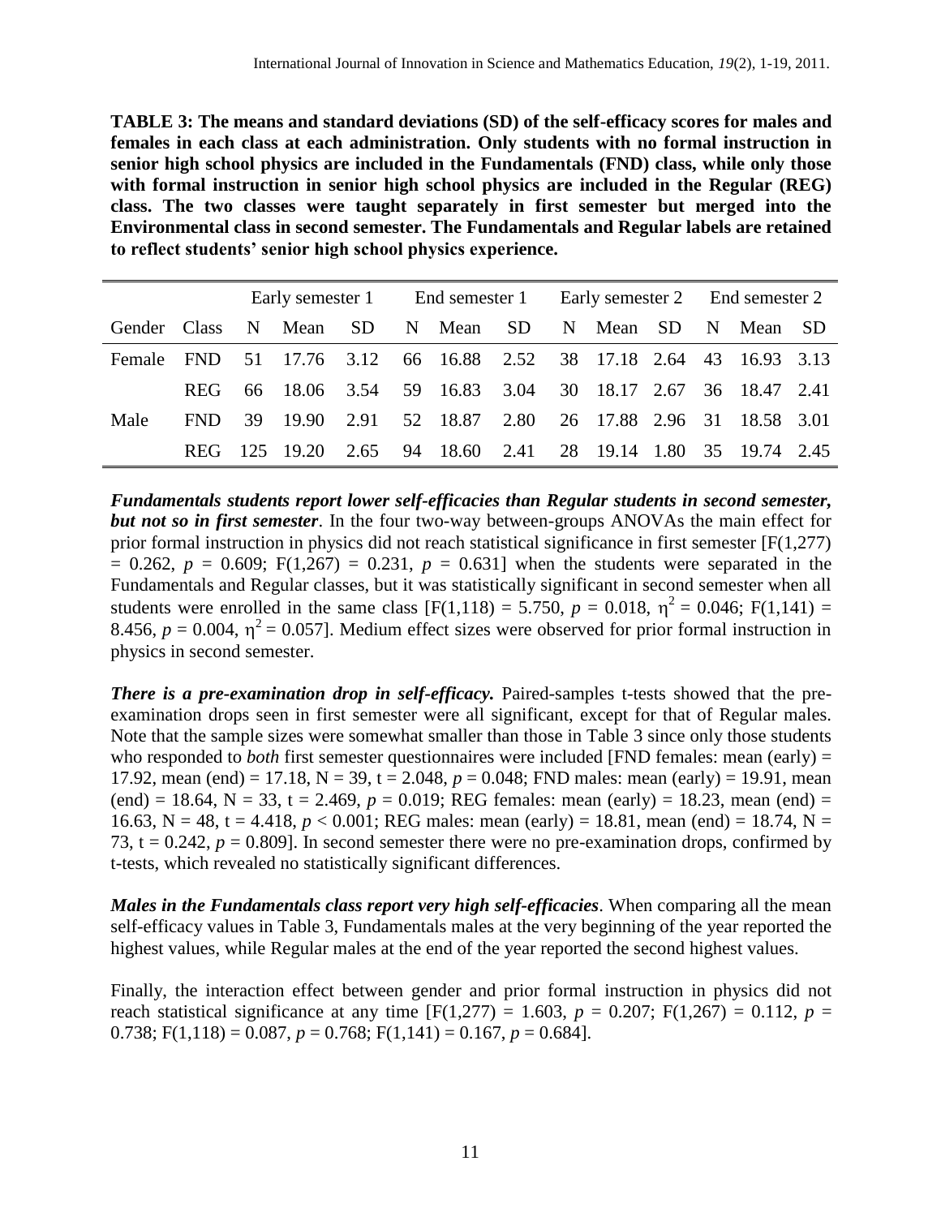**TABLE 3: The means and standard deviations (SD) of the self-efficacy scores for males and females in each class at each administration. Only students with no formal instruction in senior high school physics are included in the Fundamentals (FND) class, while only those with formal instruction in senior high school physics are included in the Regular (REG) class. The two classes were taught separately in first semester but merged into the Environmental class in second semester. The Fundamentals and Regular labels are retained to reflect students' senior high school physics experience.**

| | | Early semester 1 | | | End semester 1 | | | Early semester 2 | | | End semester 2 | | |
|---|---|---|---|---|---|---|---|---|---|---|---|---|---|
| Gender | Class | N | Mean | SD | N | Mean | SD | N | Mean | SD | N | Mean | SD |
| Female | FND | 51 | 17.76 | 3.12 | 66 | 16.88 | 2.52 | 38 | 17.18 | 2.64 | 43 | 16.93 | 3.13 |
| | REG | 66 | 18.06 | 3.54 | 59 | 16.83 | 3.04 | 30 | 18.17 | 2.67 | 36 | 18.47 | 2.41 |
| Male | FND | 39 | 19.90 | 2.91 | 52 | 18.87 | 2.80 | 26 | 17.88 | 2.96 | 31 | 18.58 | 3.01 |
| | REG | 125 | 19.20 | 2.65 | 94 | 18.60 | 2.41 | 28 | 19.14 | 1.80 | 35 | 19.74 | 2.45 |

***Fundamentals students report lower self-efficacies than Regular students in second semester, but not so in first semester***. In the four two-way between-groups ANOVAs the main effect for prior formal instruction in physics did not reach statistical significance in first semester [$F(1,277) = 0.262$, $p = 0.609$; $F(1,267) = 0.231$, $p = 0.631$] when the students were separated in the Fundamentals and Regular classes, but it was statistically significant in second semester when all students were enrolled in the same class [$F(1,118) = 5.750$, $p = 0.018$, $\eta^2 = 0.046$; $F(1,141) = 8.456$, $p = 0.004$, $\eta^2 = 0.057$]. Medium effect sizes were observed for prior formal instruction in physics in second semester.

***There is a pre-examination drop in self-efficacy.*** Paired-samples t-tests showed that the pre-examination drops seen in first semester were all significant, except for that of Regular males. Note that the sample sizes were somewhat smaller than those in Table 3 since only those students who responded to *both* first semester questionnaires were included [FND females: mean (early) = 17.92, mean (end) = 17.18, N = 39, t = 2.048, $p = 0.048$; FND males: mean (early) = 19.91, mean (end) = 18.64, N = 33, t = 2.469, $p = 0.019$; REG females: mean (early) = 18.23, mean (end) = 16.63, N = 48, t = 4.418, $p < 0.001$; REG males: mean (early) = 18.81, mean (end) = 18.74, N = 73, t = 0.242, $p = 0.809$]. In second semester there were no pre-examination drops, confirmed by t-tests, which revealed no statistically significant differences.

***Males in the Fundamentals class report very high self-efficacies***. When comparing all the mean self-efficacy values in Table 3, Fundamentals males at the very beginning of the year reported the highest values, while Regular males at the end of the year reported the second highest values.

Finally, the interaction effect between gender and prior formal instruction in physics did not reach statistical significance at any time [$F(1,277) = 1.603$, $p = 0.207$; $F(1,267) = 0.112$, $p = 0.738$; $F(1,118) = 0.087$, $p = 0.768$; $F(1,141) = 0.167$, $p = 0.684$].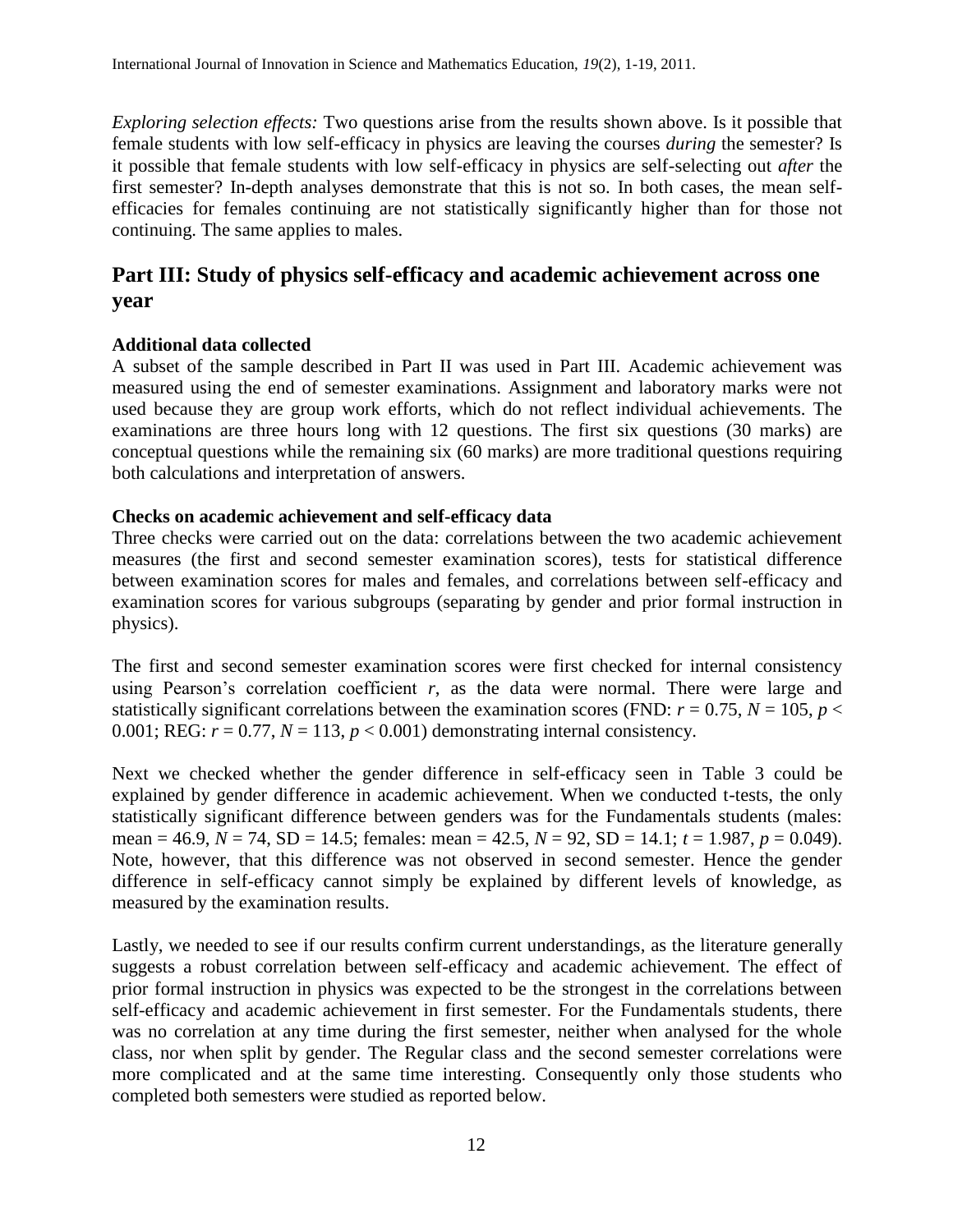*Exploring selection effects:* Two questions arise from the results shown above. Is it possible that female students with low self-efficacy in physics are leaving the courses *during* the semester? Is it possible that female students with low self-efficacy in physics are self-selecting out *after* the first semester? In-depth analyses demonstrate that this is not so. In both cases, the mean self-efficacies for females continuing are not statistically significantly higher than for those not continuing. The same applies to males.

## Part III: Study of physics self-efficacy and academic achievement across one year

### Additional data collected

A subset of the sample described in Part II was used in Part III. Academic achievement was measured using the end of semester examinations. Assignment and laboratory marks were not used because they are group work efforts, which do not reflect individual achievements. The examinations are three hours long with 12 questions. The first six questions (30 marks) are conceptual questions while the remaining six (60 marks) are more traditional questions requiring both calculations and interpretation of answers.

### Checks on academic achievement and self-efficacy data

Three checks were carried out on the data: correlations between the two academic achievement measures (the first and second semester examination scores), tests for statistical difference between examination scores for males and females, and correlations between self-efficacy and examination scores for various subgroups (separating by gender and prior formal instruction in physics).

The first and second semester examination scores were first checked for internal consistency using Pearson's correlation coefficient $r$, as the data were normal. There were large and statistically significant correlations between the examination scores (FND: $r = 0.75$, $N = 105$, $p < 0.001$; REG: $r = 0.77$, $N = 113$, $p < 0.001$) demonstrating internal consistency.

Next we checked whether the gender difference in self-efficacy seen in Table 3 could be explained by gender difference in academic achievement. When we conducted t-tests, the only statistically significant difference between genders was for the Fundamentals students (males: mean = 46.9, $N = 74$, SD = 14.5; females: mean = 42.5, $N = 92$, SD = 14.1; $t = 1.987$, $p = 0.049$). Note, however, that this difference was not observed in second semester. Hence the gender difference in self-efficacy cannot simply be explained by different levels of knowledge, as measured by the examination results.

Lastly, we needed to see if our results confirm current understandings, as the literature generally suggests a robust correlation between self-efficacy and academic achievement. The effect of prior formal instruction in physics was expected to be the strongest in the correlations between self-efficacy and academic achievement in first semester. For the Fundamentals students, there was no correlation at any time during the first semester, neither when analysed for the whole class, nor when split by gender. The Regular class and the second semester correlations were more complicated and at the same time interesting. Consequently only those students who completed both semesters were studied as reported below.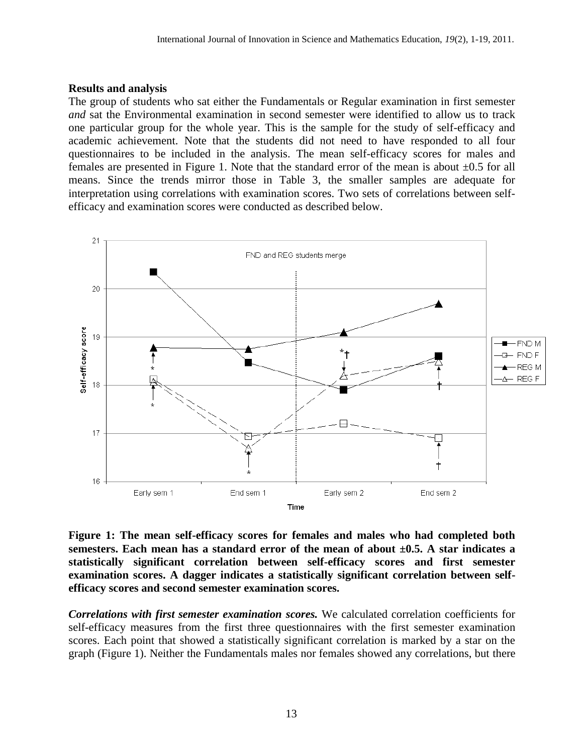## Results and analysis

The group of students who sat either the Fundamentals or Regular examination in first semester *and* sat the Environmental examination in second semester were identified to allow us to track one particular group for the whole year. This is the sample for the study of self-efficacy and academic achievement. Note that the students did not need to have responded to all four questionnaires to be included in the analysis. The mean self-efficacy scores for males and females are presented in Figure 1. Note that the standard error of the mean is about ±0.5 for all means. Since the trends mirror those in Table 3, the smaller samples are adequate for interpretation using correlations with examination scores. Two sets of correlations between self-efficacy and examination scores were conducted as described below.

**Figure 1: The mean self-efficacy scores for females and males who had completed both semesters. Each mean has a standard error of the mean of about ±0.5. A star indicates a statistically significant correlation between self-efficacy scores and first semester examination scores. A dagger indicates a statistically significant correlation between self-efficacy scores and second semester examination scores.**

***Correlations with first semester examination scores.*** We calculated correlation coefficients for self-efficacy measures from the first three questionnaires with the first semester examination scores. Each point that showed a statistically significant correlation is marked by a star on the graph (Figure 1). Neither the Fundamentals males nor females showed any correlations, but there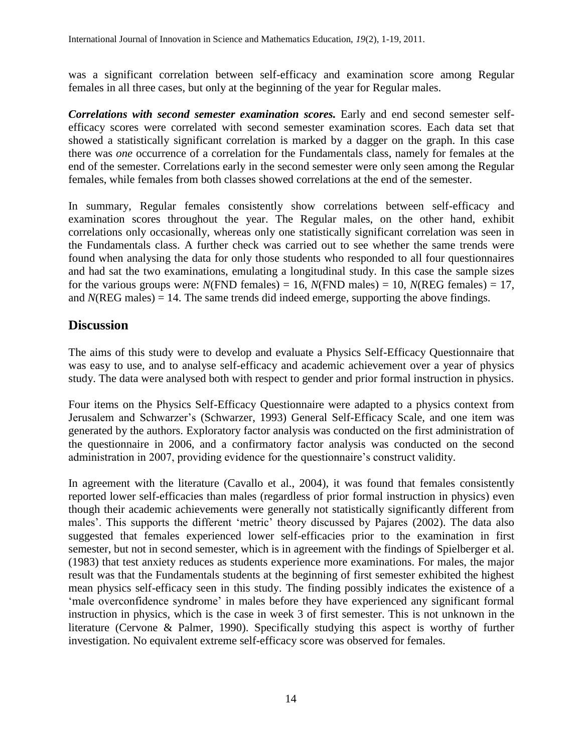was a significant correlation between self-efficacy and examination score among Regular females in all three cases, but only at the beginning of the year for Regular males.

***Correlations with second semester examination scores.*** Early and end second semester self-efficacy scores were correlated with second semester examination scores. Each data set that showed a statistically significant correlation is marked by a dagger on the graph. In this case there was *one* occurrence of a correlation for the Fundamentals class, namely for females at the end of the semester. Correlations early in the second semester were only seen among the Regular females, while females from both classes showed correlations at the end of the semester.

In summary, Regular females consistently show correlations between self-efficacy and examination scores throughout the year. The Regular males, on the other hand, exhibit correlations only occasionally, whereas only one statistically significant correlation was seen in the Fundamentals class. A further check was carried out to see whether the same trends were found when analysing the data for only those students who responded to all four questionnaires and had sat the two examinations, emulating a longitudinal study. In this case the sample sizes for the various groups were: $N$(FND females) = 16, $N$(FND males) = 10, $N$(REG females) = 17, and $N$(REG males) = 14. The same trends did indeed emerge, supporting the above findings.

## Discussion

The aims of this study were to develop and evaluate a Physics Self-Efficacy Questionnaire that was easy to use, and to analyse self-efficacy and academic achievement over a year of physics study. The data were analysed both with respect to gender and prior formal instruction in physics.

Four items on the Physics Self-Efficacy Questionnaire were adapted to a physics context from Jerusalem and Schwarzer's (Schwarzer, 1993) General Self-Efficacy Scale, and one item was generated by the authors. Exploratory factor analysis was conducted on the first administration of the questionnaire in 2006, and a confirmatory factor analysis was conducted on the second administration in 2007, providing evidence for the questionnaire's construct validity.

In agreement with the literature (Cavallo et al., 2004), it was found that females consistently reported lower self-efficacies than males (regardless of prior formal instruction in physics) even though their academic achievements were generally not statistically significantly different from males'. This supports the different 'metric' theory discussed by Pajares (2002). The data also suggested that females experienced lower self-efficacies prior to the examination in first semester, but not in second semester, which is in agreement with the findings of Spielberger et al. (1983) that test anxiety reduces as students experience more examinations. For males, the major result was that the Fundamentals students at the beginning of first semester exhibited the highest mean physics self-efficacy seen in this study. The finding possibly indicates the existence of a 'male overconfidence syndrome' in males before they have experienced any significant formal instruction in physics, which is the case in week 3 of first semester. This is not unknown in the literature (Cervone & Palmer, 1990). Specifically studying this aspect is worthy of further investigation. No equivalent extreme self-efficacy score was observed for females.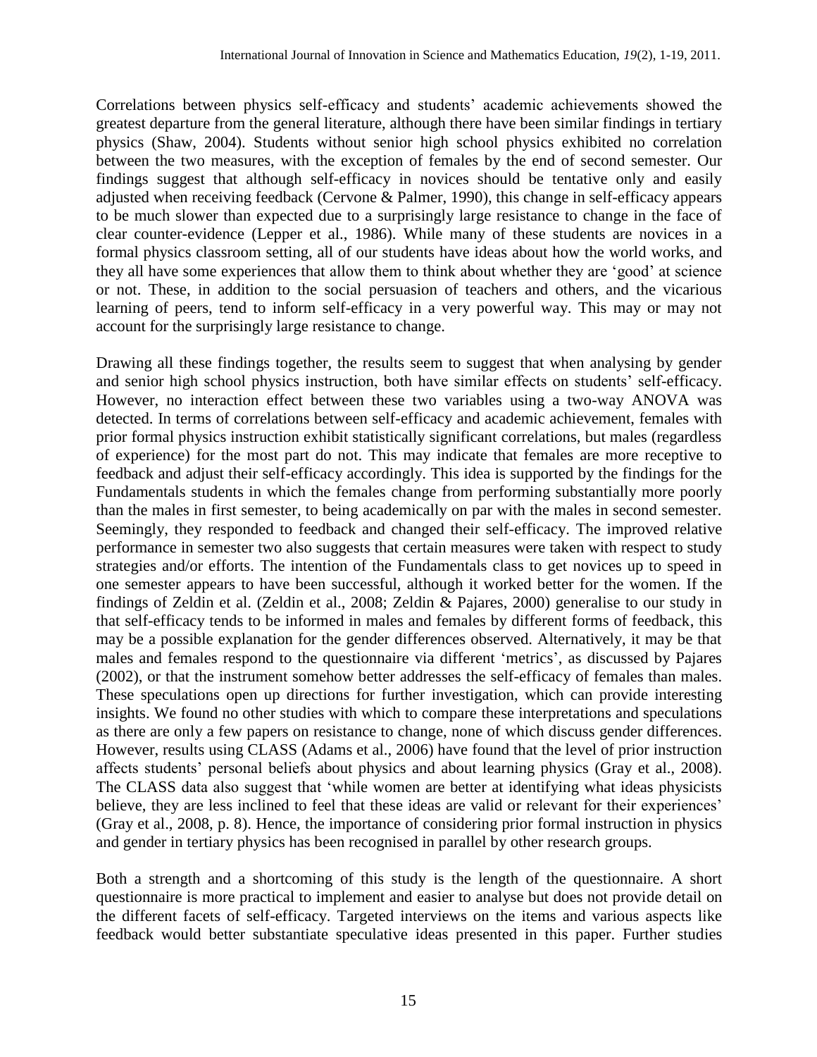Correlations between physics self-efficacy and students' academic achievements showed the greatest departure from the general literature, although there have been similar findings in tertiary physics (Shaw, 2004). Students without senior high school physics exhibited no correlation between the two measures, with the exception of females by the end of second semester. Our findings suggest that although self-efficacy in novices should be tentative only and easily adjusted when receiving feedback (Cervone & Palmer, 1990), this change in self-efficacy appears to be much slower than expected due to a surprisingly large resistance to change in the face of clear counter-evidence (Lepper et al., 1986). While many of these students are novices in a formal physics classroom setting, all of our students have ideas about how the world works, and they all have some experiences that allow them to think about whether they are 'good' at science or not. These, in addition to the social persuasion of teachers and others, and the vicarious learning of peers, tend to inform self-efficacy in a very powerful way. This may or may not account for the surprisingly large resistance to change.

Drawing all these findings together, the results seem to suggest that when analysing by gender and senior high school physics instruction, both have similar effects on students' self-efficacy. However, no interaction effect between these two variables using a two-way ANOVA was detected. In terms of correlations between self-efficacy and academic achievement, females with prior formal physics instruction exhibit statistically significant correlations, but males (regardless of experience) for the most part do not. This may indicate that females are more receptive to feedback and adjust their self-efficacy accordingly. This idea is supported by the findings for the Fundamentals students in which the females change from performing substantially more poorly than the males in first semester, to being academically on par with the males in second semester. Seemingly, they responded to feedback and changed their self-efficacy. The improved relative performance in semester two also suggests that certain measures were taken with respect to study strategies and/or efforts. The intention of the Fundamentals class to get novices up to speed in one semester appears to have been successful, although it worked better for the women. If the findings of Zeldin et al. (Zeldin et al., 2008; Zeldin & Pajares, 2000) generalise to our study in that self-efficacy tends to be informed in males and females by different forms of feedback, this may be a possible explanation for the gender differences observed. Alternatively, it may be that males and females respond to the questionnaire via different 'metrics', as discussed by Pajares (2002), or that the instrument somehow better addresses the self-efficacy of females than males. These speculations open up directions for further investigation, which can provide interesting insights. We found no other studies with which to compare these interpretations and speculations as there are only a few papers on resistance to change, none of which discuss gender differences. However, results using CLASS (Adams et al., 2006) have found that the level of prior instruction affects students' personal beliefs about physics and about learning physics (Gray et al., 2008). The CLASS data also suggest that 'while women are better at identifying what ideas physicists believe, they are less inclined to feel that these ideas are valid or relevant for their experiences' (Gray et al., 2008, p. 8). Hence, the importance of considering prior formal instruction in physics and gender in tertiary physics has been recognised in parallel by other research groups.

Both a strength and a shortcoming of this study is the length of the questionnaire. A short questionnaire is more practical to implement and easier to analyse but does not provide detail on the different facets of self-efficacy. Targeted interviews on the items and various aspects like feedback would better substantiate speculative ideas presented in this paper. Further studies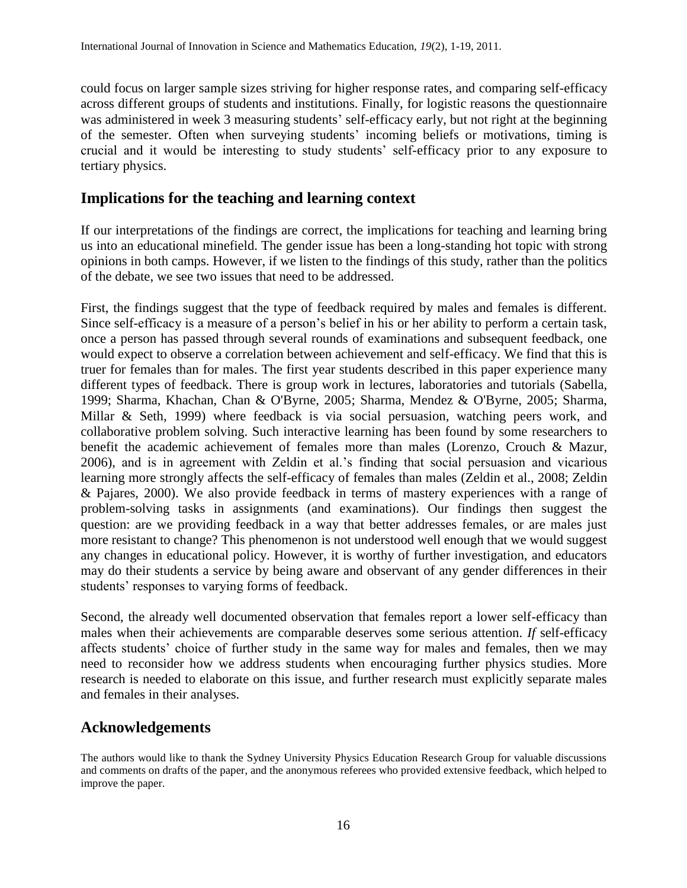could focus on larger sample sizes striving for higher response rates, and comparing self-efficacy across different groups of students and institutions. Finally, for logistic reasons the questionnaire was administered in week 3 measuring students' self-efficacy early, but not right at the beginning of the semester. Often when surveying students' incoming beliefs or motivations, timing is crucial and it would be interesting to study students' self-efficacy prior to any exposure to tertiary physics.

## Implications for the teaching and learning context

If our interpretations of the findings are correct, the implications for teaching and learning bring us into an educational minefield. The gender issue has been a long-standing hot topic with strong opinions in both camps. However, if we listen to the findings of this study, rather than the politics of the debate, we see two issues that need to be addressed.

First, the findings suggest that the type of feedback required by males and females is different. Since self-efficacy is a measure of a person's belief in his or her ability to perform a certain task, once a person has passed through several rounds of examinations and subsequent feedback, one would expect to observe a correlation between achievement and self-efficacy. We find that this is truer for females than for males. The first year students described in this paper experience many different types of feedback. There is group work in lectures, laboratories and tutorials (Sabella, 1999; Sharma, Khachan, Chan & O'Byrne, 2005; Sharma, Mendez & O'Byrne, 2005; Sharma, Millar & Seth, 1999) where feedback is via social persuasion, watching peers work, and collaborative problem solving. Such interactive learning has been found by some researchers to benefit the academic achievement of females more than males (Lorenzo, Crouch & Mazur, 2006), and is in agreement with Zeldin et al.'s finding that social persuasion and vicarious learning more strongly affects the self-efficacy of females than males (Zeldin et al., 2008; Zeldin & Pajares, 2000). We also provide feedback in terms of mastery experiences with a range of problem-solving tasks in assignments (and examinations). Our findings then suggest the question: are we providing feedback in a way that better addresses females, or are males just more resistant to change? This phenomenon is not understood well enough that we would suggest any changes in educational policy. However, it is worthy of further investigation, and educators may do their students a service by being aware and observant of any gender differences in their students' responses to varying forms of feedback.

Second, the already well documented observation that females report a lower self-efficacy than males when their achievements are comparable deserves some serious attention. *If* self-efficacy affects students' choice of further study in the same way for males and females, then we may need to reconsider how we address students when encouraging further physics studies. More research is needed to elaborate on this issue, and further research must explicitly separate males and females in their analyses.

## Acknowledgements

The authors would like to thank the Sydney University Physics Education Research Group for valuable discussions and comments on drafts of the paper, and the anonymous referees who provided extensive feedback, which helped to improve the paper.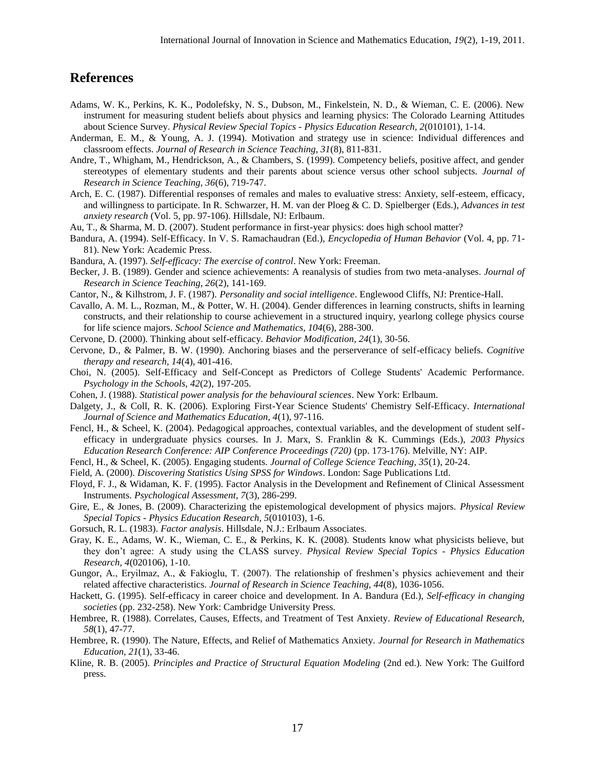## References

Adams, W. K., Perkins, K. K., Podolefsky, N. S., Dubson, M., Finkelstein, N. D., & Wieman, C. E. (2006). New instrument for measuring student beliefs about physics and learning physics: The Colorado Learning Attitudes about Science Survey. *Physical Review Special Topics - Physics Education Research, 2*(010101), 1-14.

Anderman, E. M., & Young, A. J. (1994). Motivation and strategy use in science: Individual differences and classroom effects. *Journal of Research in Science Teaching, 31*(8), 811-831.

Andre, T., Whigham, M., Hendrickson, A., & Chambers, S. (1999). Competency beliefs, positive affect, and gender stereotypes of elementary students and their parents about science versus other school subjects. *Journal of Research in Science Teaching, 36*(6), 719-747.

Arch, E. C. (1987). Differential responses of remales and males to evaluative stress: Anxiety, self-esteem, efficacy, and willingness to participate. In R. Schwarzer, H. M. van der Ploeg & C. D. Spielberger (Eds.), *Advances in test anxiety research* (Vol. 5, pp. 97-106). Hillsdale, NJ: Erlbaum.

Au, T., & Sharma, M. D. (2007). Student performance in first-year physics: does high school matter?

Bandura, A. (1994). Self-Efficacy. In V. S. Ramachaudran (Ed.), *Encyclopedia of Human Behavior* (Vol. 4, pp. 71-81). New York: Academic Press.

Bandura, A. (1997). *Self-efficacy: The exercise of control*. New York: Freeman.

Becker, J. B. (1989). Gender and science achievements: A reanalysis of studies from two meta-analyses. *Journal of Research in Science Teaching, 26*(2), 141-169.

Cantor, N., & Kilhstrom, J. F. (1987). *Personality and social intelligence*. Englewood Cliffs, NJ: Prentice-Hall.

Cavallo, A. M. L., Rozman, M., & Potter, W. H. (2004). Gender differences in learning constructs, shifts in learning constructs, and their relationship to course achievement in a structured inquiry, yearlong college physics course for life science majors. *School Science and Mathematics, 104*(6), 288-300.

Cervone, D. (2000). Thinking about self-efficacy. *Behavior Modification, 24*(1), 30-56.

Cervone, D., & Palmer, B. W. (1990). Anchoring biases and the perserverance of self-efficacy beliefs. *Cognitive therapy and research, 14*(4), 401-416.

Choi, N. (2005). Self-Efficacy and Self-Concept as Predictors of College Students' Academic Performance. *Psychology in the Schools, 42*(2), 197-205.

Cohen, J. (1988). *Statistical power analysis for the behavioural sciences*. New York: Erlbaum.

Dalgety, J., & Coll, R. K. (2006). Exploring First-Year Science Students' Chemistry Self-Efficacy. *International Journal of Science and Mathematics Education, 4*(1), 97-116.

Fencl, H., & Scheel, K. (2004). Pedagogical approaches, contextual variables, and the development of student self-efficacy in undergraduate physics courses. In J. Marx, S. Franklin & K. Cummings (Eds.), *2003 Physics Education Research Conference: AIP Conference Proceedings (720)* (pp. 173-176). Melville, NY: AIP.

Fencl, H., & Scheel, K. (2005). Engaging students. *Journal of College Science Teaching, 35*(1), 20-24.

Field, A. (2000). *Discovering Statistics Using SPSS for Windows*. London: Sage Publications Ltd.

Floyd, F. J., & Widaman, K. F. (1995). Factor Analysis in the Development and Refinement of Clinical Assessment Instruments. *Psychological Assessment, 7*(3), 286-299.

Gire, E., & Jones, B. (2009). Characterizing the epistemological development of physics majors. *Physical Review Special Topics - Physics Education Research, 5*(010103), 1-6.

Gorsuch, R. L. (1983). *Factor analysis*. Hillsdale, N.J.: Erlbaum Associates.

Gray, K. E., Adams, W. K., Wieman, C. E., & Perkins, K. K. (2008). Students know what physicists believe, but they don't agree: A study using the CLASS survey. *Physical Review Special Topics - Physics Education Research, 4*(020106), 1-10.

Gungor, A., Eryilmaz, A., & Fakioglu, T. (2007). The relationship of freshmen's physics achievement and their related affective characteristics. *Journal of Research in Science Teaching, 44*(8), 1036-1056.

Hackett, G. (1995). Self-efficacy in career choice and development. In A. Bandura (Ed.), *Self-efficacy in changing societies* (pp. 232-258). New York: Cambridge University Press.

Hembree, R. (1988). Correlates, Causes, Effects, and Treatment of Test Anxiety. *Review of Educational Research, 58*(1), 47-77.

Hembree, R. (1990). The Nature, Effects, and Relief of Mathematics Anxiety. *Journal for Research in Mathematics Education, 21*(1), 33-46.

Kline, R. B. (2005). *Principles and Practice of Structural Equation Modeling* (2nd ed.). New York: The Guilford press.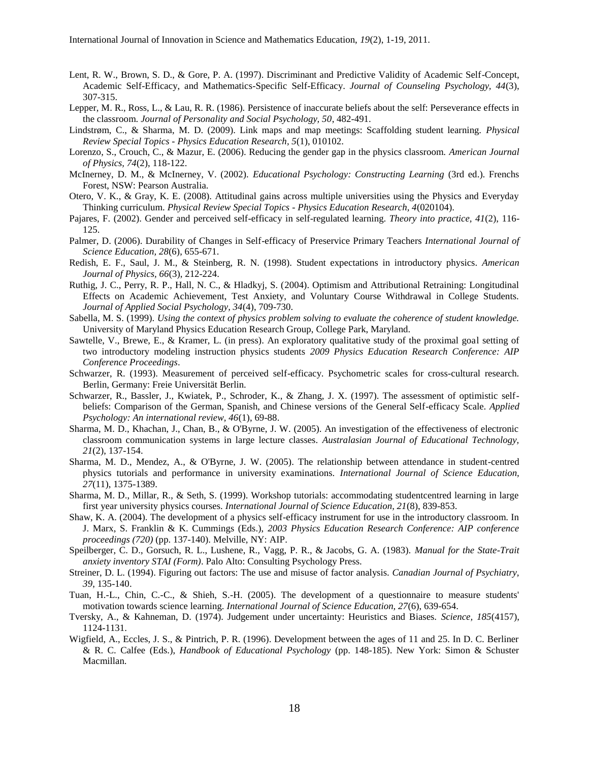Lent, R. W., Brown, S. D., & Gore, P. A. (1997). Discriminant and Predictive Validity of Academic Self-Concept, Academic Self-Efficacy, and Mathematics-Specific Self-Efficacy. *Journal of Counseling Psychology, 44*(3), 307-315.

Lepper, M. R., Ross, L., & Lau, R. R. (1986). Persistence of inaccurate beliefs about the self: Perseverance effects in the classroom. *Journal of Personality and Social Psychology, 50*, 482-491.

Lindstrøm, C., & Sharma, M. D. (2009). Link maps and map meetings: Scaffolding student learning. *Physical Review Special Topics - Physics Education Research, 5*(1), 010102.

Lorenzo, S., Crouch, C., & Mazur, E. (2006). Reducing the gender gap in the physics classroom. *American Journal of Physics, 74*(2), 118-122.

McInerney, D. M., & McInerney, V. (2002). *Educational Psychology: Constructing Learning* (3rd ed.). Frenchs Forest, NSW: Pearson Australia.

Otero, V. K., & Gray, K. E. (2008). Attitudinal gains across multiple universities using the Physics and Everyday Thinking curriculum. *Physical Review Special Topics - Physics Education Research, 4*(020104).

Pajares, F. (2002). Gender and perceived self-efficacy in self-regulated learning. *Theory into practice, 41*(2), 116-125.

Palmer, D. (2006). Durability of Changes in Self-efficacy of Preservice Primary Teachers *International Journal of Science Education, 28*(6), 655-671.

Redish, E. F., Saul, J. M., & Steinberg, R. N. (1998). Student expectations in introductory physics. *American Journal of Physics, 66*(3), 212-224.

Ruthig, J. C., Perry, R. P., Hall, N. C., & Hladkyj, S. (2004). Optimism and Attributional Retraining: Longitudinal Effects on Academic Achievement, Test Anxiety, and Voluntary Course Withdrawal in College Students. *Journal of Applied Social Psychology, 34*(4), 709-730.

Sabella, M. S. (1999). *Using the context of physics problem solving to evaluate the coherence of student knowledge.* University of Maryland Physics Education Research Group, College Park, Maryland.

Sawtelle, V., Brewe, E., & Kramer, L. (in press). An exploratory qualitative study of the proximal goal setting of two introductory modeling instruction physics students *2009 Physics Education Research Conference: AIP Conference Proceedings*.

Schwarzer, R. (1993). Measurement of perceived self-efficacy. Psychometric scales for cross-cultural research. Berlin, Germany: Freie Universität Berlin.

Schwarzer, R., Bassler, J., Kwiatek, P., Schroder, K., & Zhang, J. X. (1997). The assessment of optimistic self-beliefs: Comparison of the German, Spanish, and Chinese versions of the General Self-efficacy Scale. *Applied Psychology: An international review, 46*(1), 69-88.

Sharma, M. D., Khachan, J., Chan, B., & O'Byrne, J. W. (2005). An investigation of the effectiveness of electronic classroom communication systems in large lecture classes. *Australasian Journal of Educational Technology, 21*(2), 137-154.

Sharma, M. D., Mendez, A., & O'Byrne, J. W. (2005). The relationship between attendance in student-centred physics tutorials and performance in university examinations. *International Journal of Science Education, 27*(11), 1375-1389.

Sharma, M. D., Millar, R., & Seth, S. (1999). Workshop tutorials: accommodating studentcentred learning in large first year university physics courses. *International Journal of Science Education, 21*(8), 839-853.

Shaw, K. A. (2004). The development of a physics self-efficacy instrument for use in the introductory classroom. In J. Marx, S. Franklin & K. Cummings (Eds.), *2003 Physics Education Research Conference: AIP conference proceedings (720)* (pp. 137-140). Melville, NY: AIP.

Speilberger, C. D., Gorsuch, R. L., Lushene, R., Vagg, P. R., & Jacobs, G. A. (1983). *Manual for the State-Trait anxiety inventory STAI (Form)*. Palo Alto: Consulting Psychology Press.

Streiner, D. L. (1994). Figuring out factors: The use and misuse of factor analysis. *Canadian Journal of Psychiatry, 39*, 135-140.

Tuan, H.-L., Chin, C.-C., & Shieh, S.-H. (2005). The development of a questionnaire to measure students' motivation towards science learning. *International Journal of Science Education, 27*(6), 639-654.

Tversky, A., & Kahneman, D. (1974). Judgement under uncertainty: Heuristics and Biases. *Science, 185*(4157), 1124-1131.

Wigfield, A., Eccles, J. S., & Pintrich, P. R. (1996). Development between the ages of 11 and 25. In D. C. Berliner & R. C. Calfee (Eds.), *Handbook of Educational Psychology* (pp. 148-185). New York: Simon & Schuster Macmillan.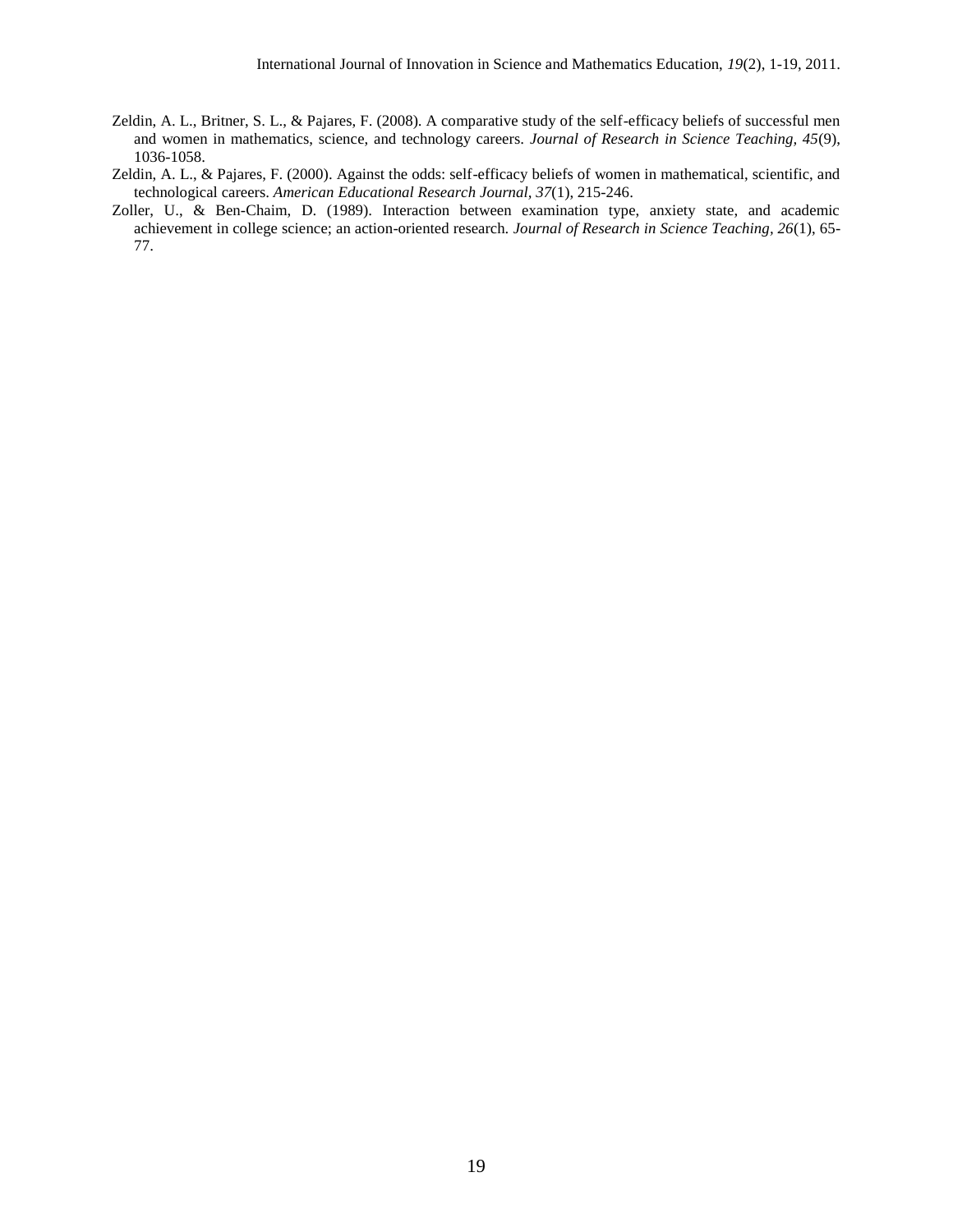Zeldin, A. L., Britner, S. L., & Pajares, F. (2008). A comparative study of the self-efficacy beliefs of successful men and women in mathematics, science, and technology careers. *Journal of Research in Science Teaching*, *45*(9), 1036-1058.

Zeldin, A. L., & Pajares, F. (2000). Against the odds: self-efficacy beliefs of women in mathematical, scientific, and technological careers. *American Educational Research Journal*, *37*(1), 215-246.

Zoller, U., & Ben-Chaim, D. (1989). Interaction between examination type, anxiety state, and academic achievement in college science; an action-oriented research. *Journal of Research in Science Teaching*, *26*(1), 65-77.